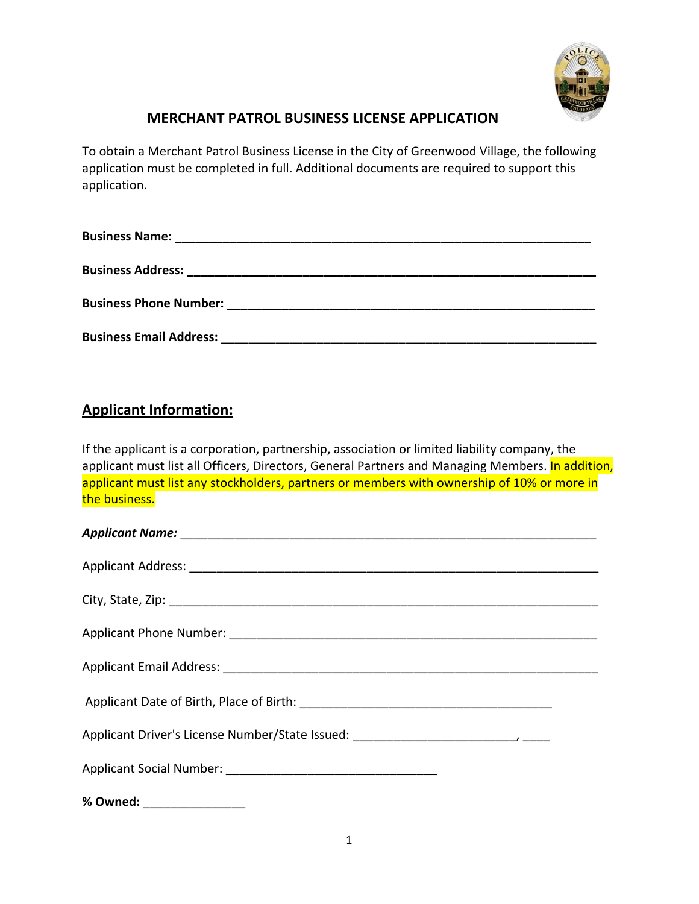# MERCHANT PATROL BUSINESS LICENSE APPLICATION

To obtain a Merchant Patrol Business License in the City of Greenwood Village, the following application must be completed in full. Additional documents are required to support this application.

**Business Name:** ______________________________________________________________

**Business Address:** ____________________________________________________________

**Business Phone Number:** _______________________________________________________

**Business Email Address:** _______________________________________________________

## Applicant Information:

If the applicant is a corporation, partnership, association or limited liability company, the applicant must list all Officers, Directors, General Partners and Managing Members. In addition, applicant must list any stockholders, partners or members with ownership of 10% or more in the business.

***Applicant Name:*** ______________________________________________________________

Applicant Address: ______________________________________________________________

City, State, Zip: ________________________________________________________________

Applicant Phone Number: _________________________________________________________

Applicant Email Address: _________________________________________________________

Applicant Date of Birth, Place of Birth: _____________________________________

Applicant Driver's License Number/State Issued: _______________________, ____

Applicant Social Number: ______________________________

**% Owned:** _______________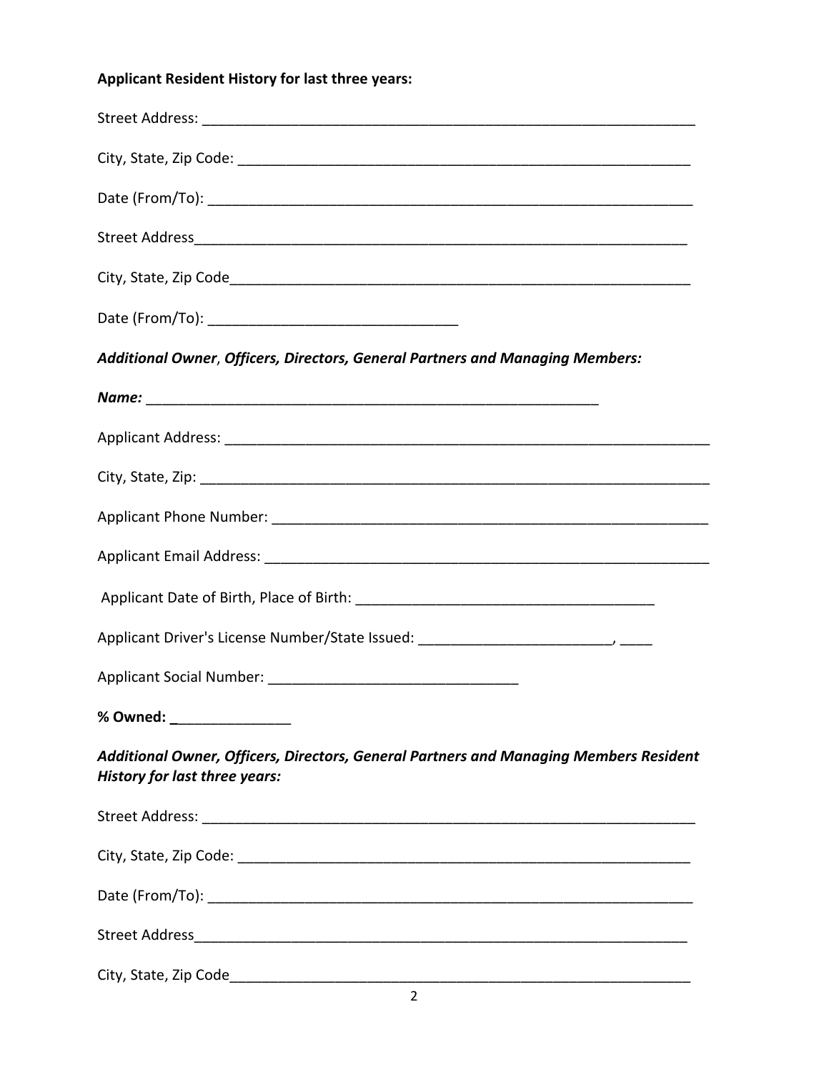**Applicant Resident History for last three years:**

Street Address: ______________________________________________________________

City, State, Zip Code: __________________________________________________________

Date (From/To): _______________________________________________________________

Street Address_________________________________________________________________

City, State, Zip Code___________________________________________________________

Date (From/To): _______________________________

***Additional Owner, Officers, Directors, General Partners and Managing Members:***

***Name:*** _______________________________________________________

Applicant Address: ______________________________________________________________

City, State, Zip: _________________________________________________________________

Applicant Phone Number: _________________________________________________________

Applicant Email Address: _________________________________________________________

Applicant Date of Birth, Place of Birth: ____________________________________

Applicant Driver's License Number/State Issued: ________________________, ____

Applicant Social Number: _______________________________

**% Owned: _______________**

***Additional Owner, Officers, Directors, General Partners and Managing Members Resident History for last three years:***

Street Address: ______________________________________________________________

City, State, Zip Code: __________________________________________________________

Date (From/To): _______________________________________________________________

Street Address_________________________________________________________________

City, State, Zip Code___________________________________________________________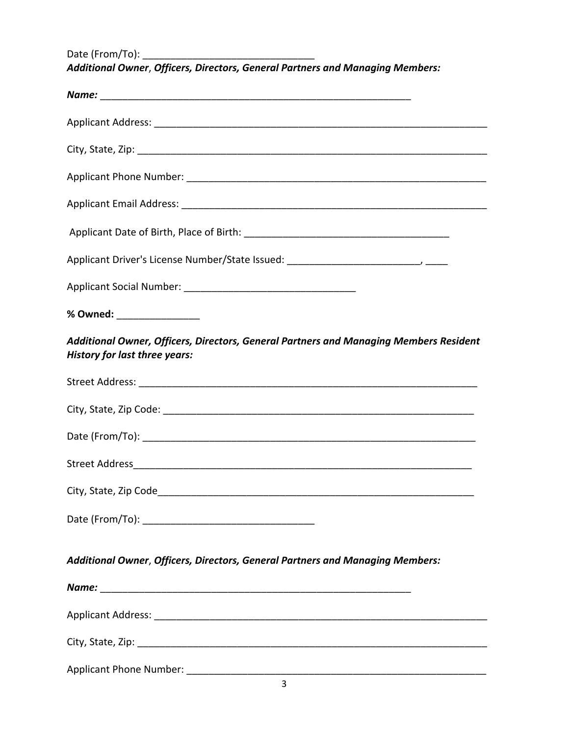Date (From/To): ________________________________

***Additional Owner**, **Officers, Directors, General Partners and Managing Members:***

***Name:*** ___________________________________________________________

Applicant Address: _______________________________________________________________

City, State, Zip: __________________________________________________________________

Applicant Phone Number: ___________________________________________________________

Applicant Email Address: ___________________________________________________________

Applicant Date of Birth, Place of Birth: ______________________________________

Applicant Driver's License Number/State Issued: ________________________, ____

Applicant Social Number: ________________________________

**% Owned:** _______________

***Additional Owner, Officers, Directors, General Partners and Managing Members Resident History for last three years:***

Street Address: _________________________________________________________________

City, State, Zip Code: ____________________________________________________________

Date (From/To): _________________________________________________________________

Street Address_________________________________________________________________

City, State, Zip Code____________________________________________________________

Date (From/To): ________________________________

***Additional Owner**, **Officers, Directors, General Partners and Managing Members:***

***Name:*** ___________________________________________________________

Applicant Address: _______________________________________________________________

City, State, Zip: __________________________________________________________________

Applicant Phone Number: ___________________________________________________________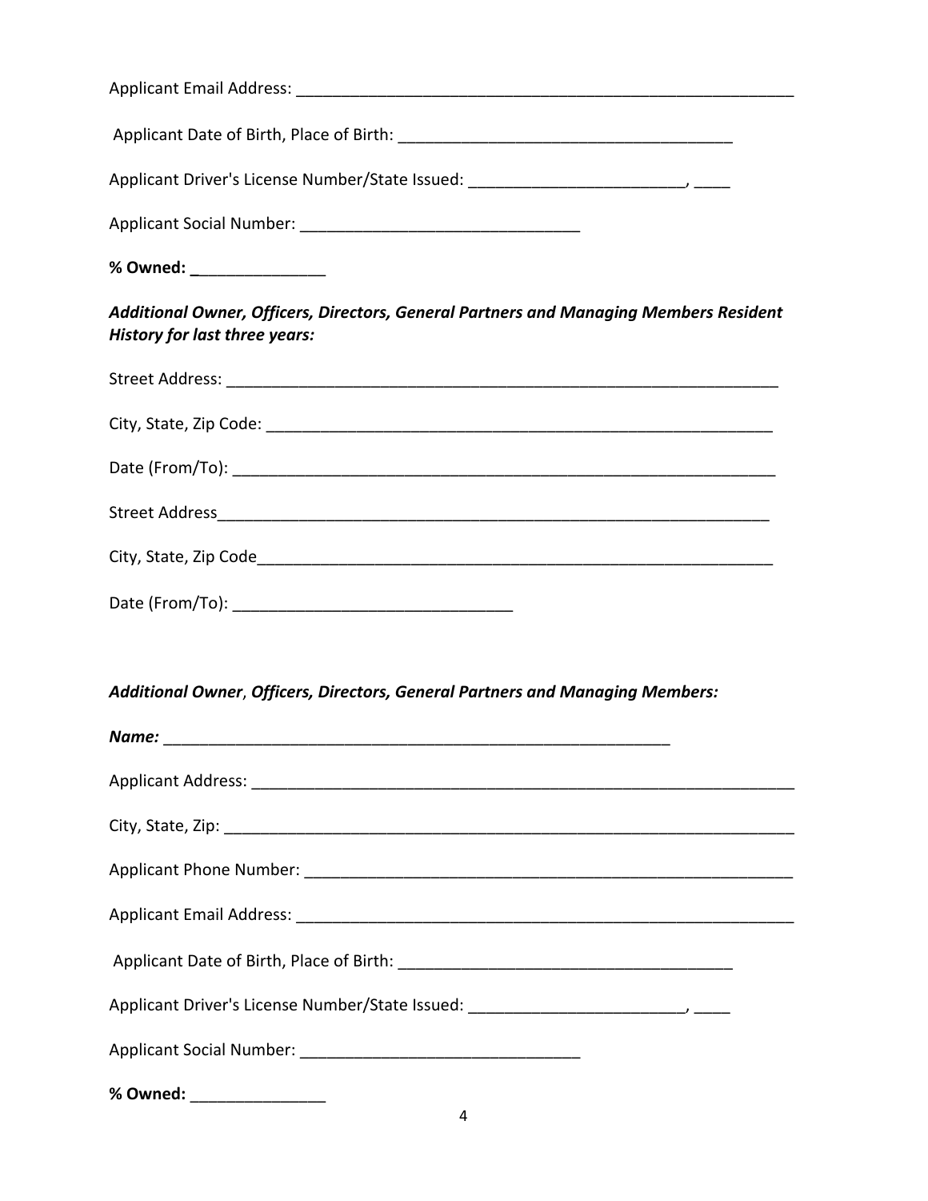Applicant Email Address: ___________________________________________________________

Applicant Date of Birth, Place of Birth: ______________________________________

Applicant Driver's License Number/State Issued: ________________________, ____

Applicant Social Number: _______________________________

**% Owned: _______________**

***Additional Owner, Officers, Directors, General Partners and Managing Members Resident History for last three years:***

Street Address: _______________________________________________________________

City, State, Zip Code: __________________________________________________________

Date (From/To): _______________________________________________________________

Street Address_______________________________________________________________

City, State, Zip Code___________________________________________________________

Date (From/To): _______________________________

***Additional Owner, Officers, Directors, General Partners and Managing Members:***

***Name:*** _________________________________________________________

Applicant Address: ____________________________________________________________

City, State, Zip: _______________________________________________________________

Applicant Phone Number: _______________________________________________________

Applicant Email Address: ________________________________________________________

Applicant Date of Birth, Place of Birth: ______________________________________

Applicant Driver's License Number/State Issued: ________________________, ____

Applicant Social Number: _______________________________

**% Owned:** _______________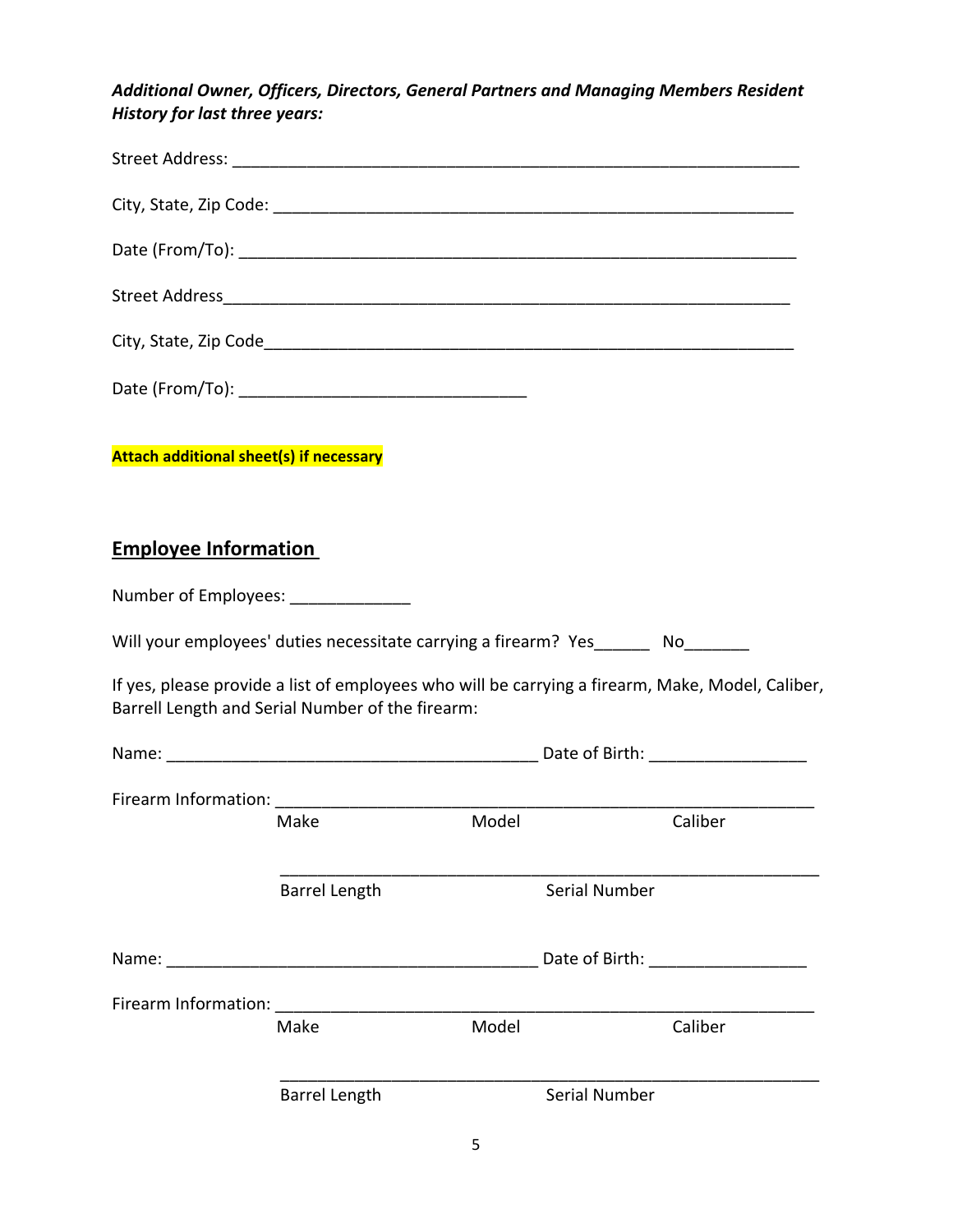***Additional Owner, Officers, Directors, General Partners and Managing Members Resident History for last three years:***

Street Address: ______________________________________________________________

City, State, Zip Code: __________________________________________________________

Date (From/To): _______________________________________________________________

Street Address_______________________________________________________________

City, State, Zip Code__________________________________________________________

Date (From/To): ______________________________

**Attach additional sheet(s) if necessary**

## Employee Information

Number of Employees: _____________

Will your employees' duties necessitate carrying a firearm? Yes______ No_______

If yes, please provide a list of employees who will be carrying a firearm, Make, Model, Caliber, Barrell Length and Serial Number of the firearm:

Name: _______________________________________ Date of Birth: ________________

Firearm Information: ___________________________________________________________

Make Model Caliber

___________________________________________________________

Barrel Length Serial Number

Name: _______________________________________ Date of Birth: ________________

Firearm Information: ___________________________________________________________

Make Model Caliber

___________________________________________________________

Barrel Length Serial Number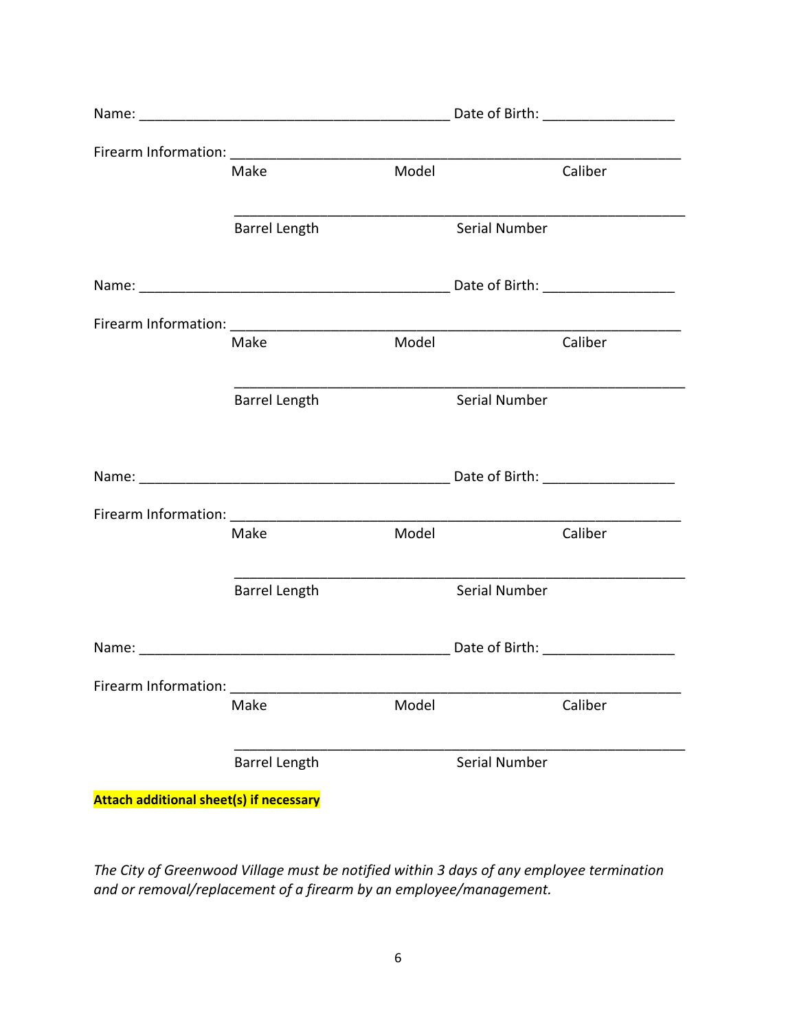Name: ________________________________________ Date of Birth: _________________

Firearm Information: ___________________________________________________________

Make Model Caliber

___________________________________________________________

Barrel Length Serial Number

Name: ________________________________________ Date of Birth: _________________

Firearm Information: ___________________________________________________________

Make Model Caliber

___________________________________________________________

Barrel Length Serial Number

Name: ________________________________________ Date of Birth: _________________

Firearm Information: ___________________________________________________________

Make Model Caliber

___________________________________________________________

Barrel Length Serial Number

Name: ________________________________________ Date of Birth: _________________

Firearm Information: ___________________________________________________________

Make Model Caliber

___________________________________________________________

Barrel Length Serial Number

**Attach additional sheet(s) if necessary**

*The City of Greenwood Village must be notified within 3 days of any employee termination and or removal/replacement of a firearm by an employee/management.*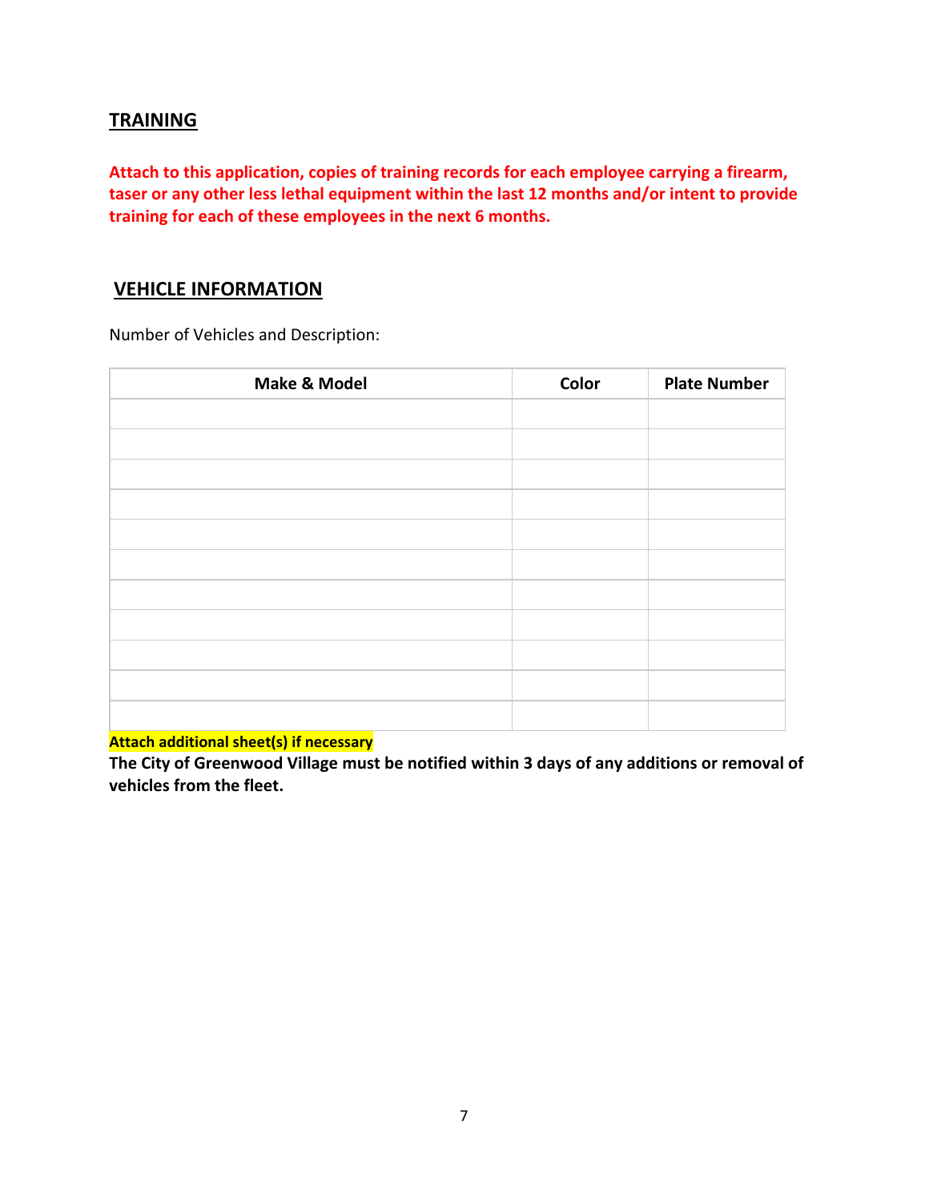## TRAINING

**Attach to this application, copies of training records for each employee carrying a firearm, taser or any other less lethal equipment within the last 12 months and/or intent to provide training for each of these employees in the next 6 months.**

## VEHICLE INFORMATION

Number of Vehicles and Description:

| Make & Model | Color | Plate Number |
|---|---|---|
| | | |
| | | |
| | | |
| | | |
| | | |
| | | |
| | | |
| | | |
| | | |
| | | |
| | | |

**Attach additional sheet(s) if necessary**

**The City of Greenwood Village must be notified within 3 days of any additions or removal of vehicles from the fleet.**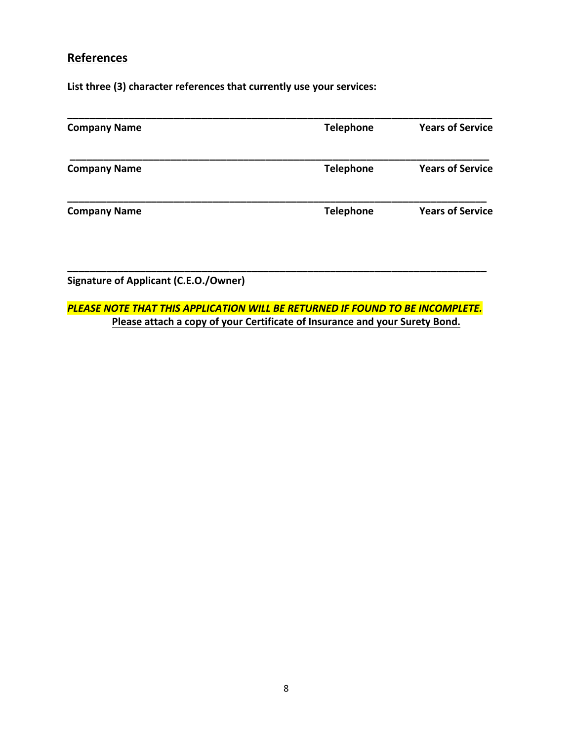## References

**List three (3) character references that currently use your services:**

| | | |
|---|---|---|
| **Company Name** | **Telephone** | **Years of Service** |
| **Company Name** | **Telephone** | **Years of Service** |
| **Company Name** | **Telephone** | **Years of Service** |

___________________________________________________________________________

**Signature of Applicant (C.E.O./Owner)**

***PLEASE NOTE THAT THIS APPLICATION WILL BE RETURNED IF FOUND TO BE INCOMPLETE.***

**Please attach a copy of your Certificate of Insurance and your Surety Bond.**